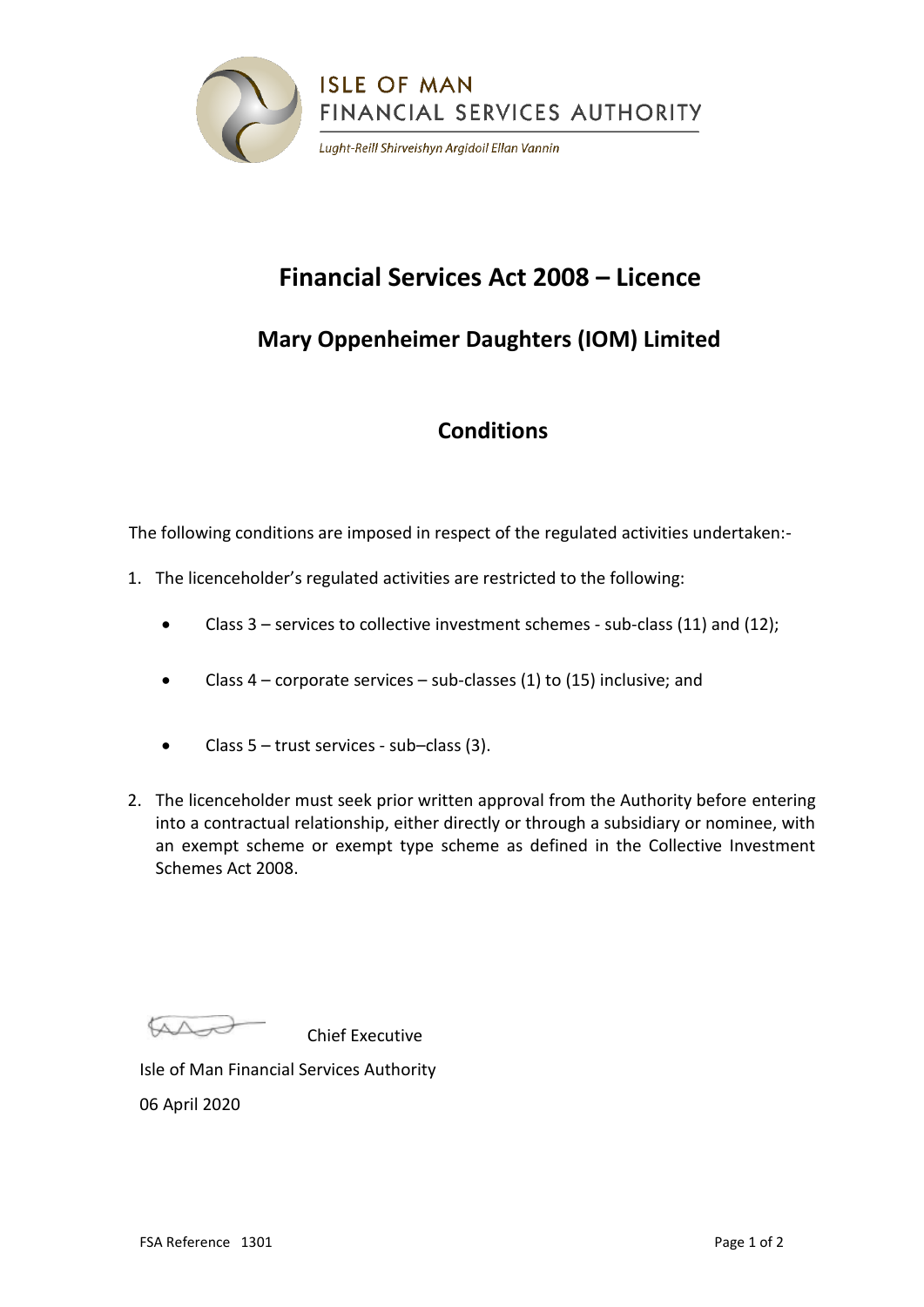ISLE OF MAN
FINANCIAL SERVICES AUTHORITY

*Lught-Reill Shirveishyn Argidoil Ellan Vannin*

# Financial Services Act 2008 – Licence

## Mary Oppenheimer Daughters (IOM) Limited

## Conditions

The following conditions are imposed in respect of the regulated activities undertaken:-

1. The licenceholder's regulated activities are restricted to the following:

    - Class 3 – services to collective investment schemes - sub-class (11) and (12);

    - Class 4 – corporate services – sub-classes (1) to (15) inclusive; and

    - Class 5 – trust services - sub–class (3).

2. The licenceholder must seek prior written approval from the Authority before entering into a contractual relationship, either directly or through a subsidiary or nominee, with an exempt scheme or exempt type scheme as defined in the Collective Investment Schemes Act 2008.

Chief Executive

Isle of Man Financial Services Authority

06 April 2020

FSA Reference 1301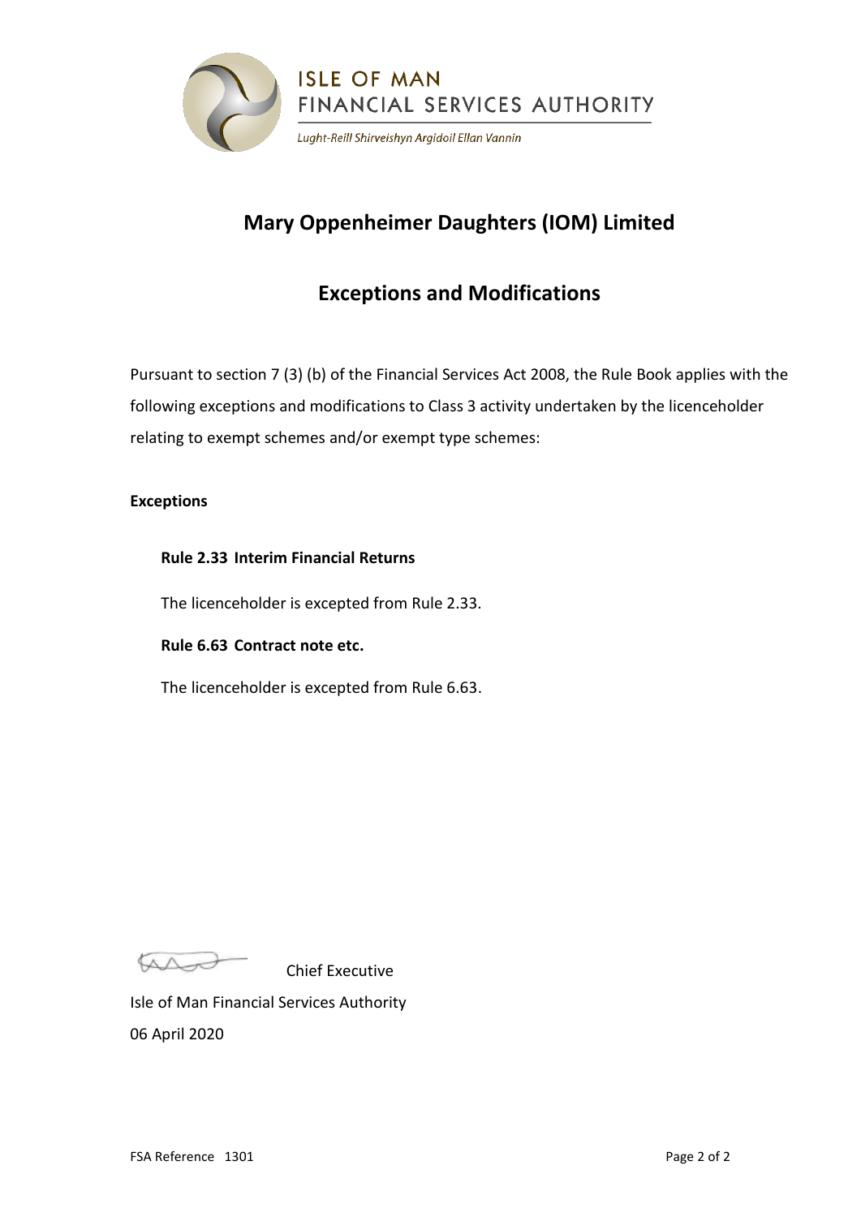ISLE OF MAN
FINANCIAL SERVICES AUTHORITY

*Lught-Reill Shirveishyn Argidoil Ellan Vannin*

# Mary Oppenheimer Daughters (IOM) Limited

# Exceptions and Modifications

Pursuant to section 7 (3) (b) of the Financial Services Act 2008, the Rule Book applies with the following exceptions and modifications to Class 3 activity undertaken by the licenceholder relating to exempt schemes and/or exempt type schemes:

**Exceptions**

**Rule 2.33 Interim Financial Returns**

The licenceholder is excepted from Rule 2.33.

**Rule 6.63 Contract note etc.**

The licenceholder is excepted from Rule 6.63.

Chief Executive

Isle of Man Financial Services Authority

06 April 2020

FSA Reference 1301